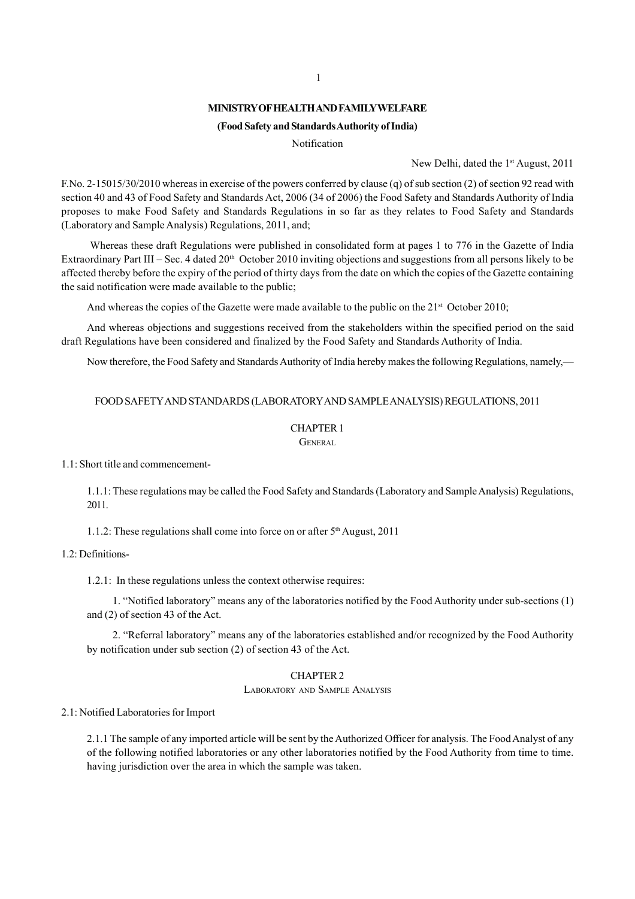**MINISTRY OF HEALTH AND FAMILY WELFARE**

**(Food Safety and Standards Authority of India)**

Notification

New Delhi, dated the 1st August, 2011

F.No. 2-15015/30/2010 whereas in exercise of the powers conferred by clause (q) of sub section (2) of section 92 read with section 40 and 43 of Food Safety and Standards Act, 2006 (34 of 2006) the Food Safety and Standards Authority of India proposes to make Food Safety and Standards Regulations in so far as they relates to Food Safety and Standards (Laboratory and Sample Analysis) Regulations, 2011, and;

Whereas these draft Regulations were published in consolidated form at pages 1 to 776 in the Gazette of India Extraordinary Part III – Sec. 4 dated 20th October 2010 inviting objections and suggestions from all persons likely to be affected thereby before the expiry of the period of thirty days from the date on which the copies of the Gazette containing the said notification were made available to the public;

And whereas the copies of the Gazette were made available to the public on the 21st October 2010;

And whereas objections and suggestions received from the stakeholders within the specified period on the said draft Regulations have been considered and finalized by the Food Safety and Standards Authority of India.

Now therefore, the Food Safety and Standards Authority of India hereby makes the following Regulations, namely,—

# FOOD SAFETY AND STANDARDS (LABORATORY AND SAMPLE ANALYSIS) REGULATIONS, 2011

## CHAPTER 1

### GENERAL

1.1: Short title and commencement-

1.1.1: These regulations may be called the Food Safety and Standards (Laboratory and Sample Analysis) Regulations, 2011.

1.1.2: These regulations shall come into force on or after 5th August, 2011

1.2: Definitions-

1.2.1: In these regulations unless the context otherwise requires:

1. "Notified laboratory" means any of the laboratories notified by the Food Authority under sub-sections (1) and (2) of section 43 of the Act.

2. "Referral laboratory" means any of the laboratories established and/or recognized by the Food Authority by notification under sub section (2) of section 43 of the Act.

## CHAPTER 2

### LABORATORY AND SAMPLE ANALYSIS

2.1: Notified Laboratories for Import

2.1.1 The sample of any imported article will be sent by the Authorized Officer for analysis. The Food Analyst of any of the following notified laboratories or any other laboratories notified by the Food Authority from time to time. having jurisdiction over the area in which the sample was taken.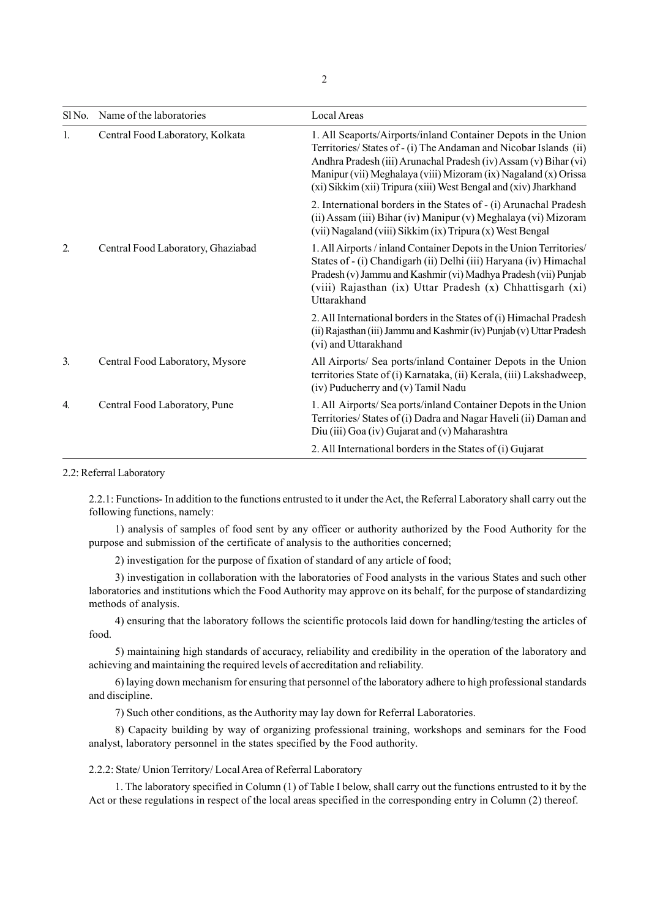| Sl No. | Name of the laboratories | Local Areas |
|---|---|---|
| 1. | Central Food Laboratory, Kolkata | 1. All Seaports/Airports/inland Container Depots in the Union Territories/ States of - (i) The Andaman and Nicobar Islands (ii) Andhra Pradesh (iii) Arunachal Pradesh (iv) Assam (v) Bihar (vi) Manipur (vii) Meghalaya (viii) Mizoram (ix) Nagaland (x) Orissa (xi) Sikkim (xii) Tripura (xiii) West Bengal and (xiv) Jharkhand |
| | | 2. International borders in the States of - (i) Arunachal Pradesh (ii) Assam (iii) Bihar (iv) Manipur (v) Meghalaya (vi) Mizoram (vii) Nagaland (viii) Sikkim (ix) Tripura (x) West Bengal |
| 2. | Central Food Laboratory, Ghaziabad | 1. All Airports / inland Container Depots in the Union Territories/ States of - (i) Chandigarh (ii) Delhi (iii) Haryana (iv) Himachal Pradesh (v) Jammu and Kashmir (vi) Madhya Pradesh (vii) Punjab (viii) Rajasthan (ix) Uttar Pradesh (x) Chhattisgarh (xi) Uttarakhand |
| | | 2. All International borders in the States of (i) Himachal Pradesh (ii) Rajasthan (iii) Jammu and Kashmir (iv) Punjab (v) Uttar Pradesh (vi) and Uttarakhand |
| 3. | Central Food Laboratory, Mysore | All Airports/ Sea ports/inland Container Depots in the Union territories State of (i) Karnataka, (ii) Kerala, (iii) Lakshadweep, (iv) Puducherry and (v) Tamil Nadu |
| 4. | Central Food Laboratory, Pune | 1. All Airports/ Sea ports/inland Container Depots in the Union Territories/ States of (i) Dadra and Nagar Haveli (ii) Daman and Diu (iii) Goa (iv) Gujarat and (v) Maharashtra |
| | | 2. All International borders in the States of (i) Gujarat |

2.2: Referral Laboratory

2.2.1: Functions- In addition to the functions entrusted to it under the Act, the Referral Laboratory shall carry out the following functions, namely:

1) analysis of samples of food sent by any officer or authority authorized by the Food Authority for the purpose and submission of the certificate of analysis to the authorities concerned;

2) investigation for the purpose of fixation of standard of any article of food;

3) investigation in collaboration with the laboratories of Food analysts in the various States and such other laboratories and institutions which the Food Authority may approve on its behalf, for the purpose of standardizing methods of analysis.

4) ensuring that the laboratory follows the scientific protocols laid down for handling/testing the articles of food.

5) maintaining high standards of accuracy, reliability and credibility in the operation of the laboratory and achieving and maintaining the required levels of accreditation and reliability.

6) laying down mechanism for ensuring that personnel of the laboratory adhere to high professional standards and discipline.

7) Such other conditions, as the Authority may lay down for Referral Laboratories.

8) Capacity building by way of organizing professional training, workshops and seminars for the Food analyst, laboratory personnel in the states specified by the Food authority.

2.2.2: State/ Union Territory/ Local Area of Referral Laboratory

1. The laboratory specified in Column (1) of Table I below, shall carry out the functions entrusted to it by the Act or these regulations in respect of the local areas specified in the corresponding entry in Column (2) thereof.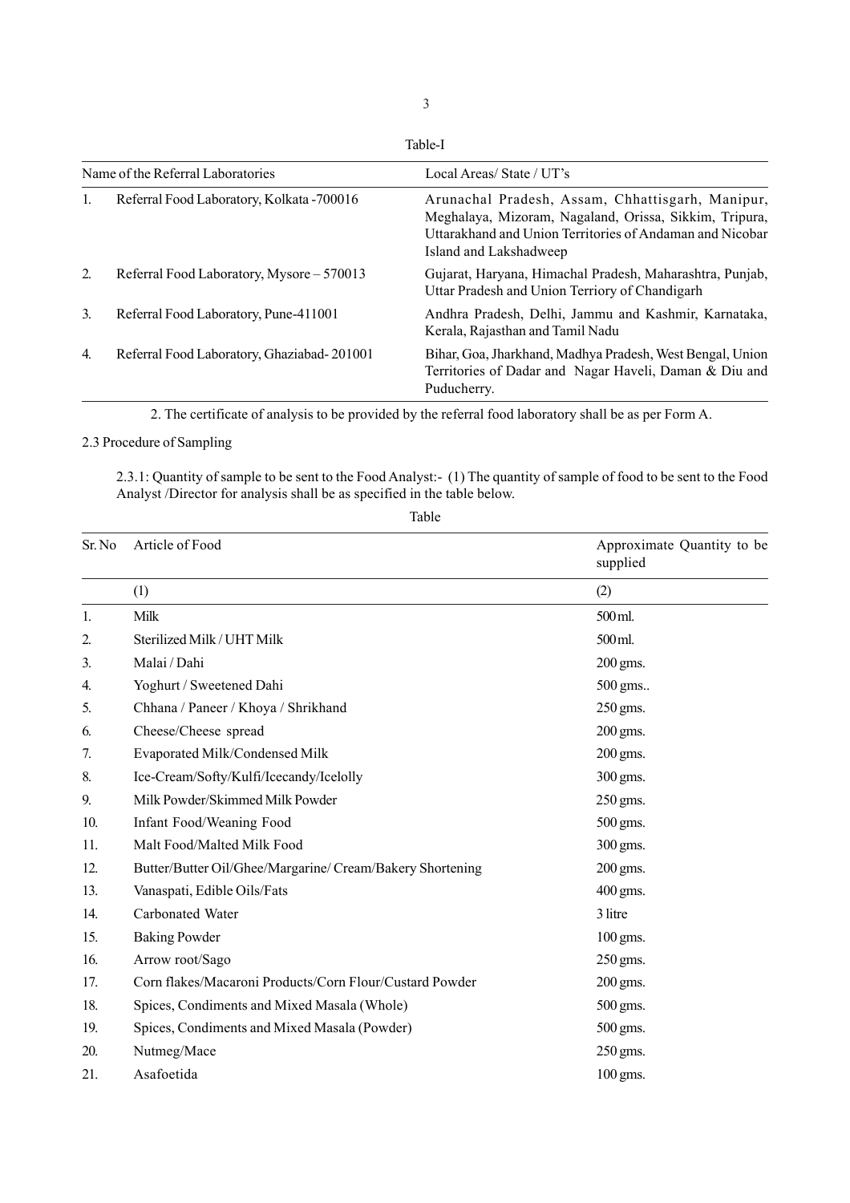Table-I

| Name of the Referral Laboratories | | Local Areas/ State / UT's |
|---|---|---|
| 1. | Referral Food Laboratory, Kolkata -700016 | Arunachal Pradesh, Assam, Chhattisgarh, Manipur, Meghalaya, Mizoram, Nagaland, Orissa, Sikkim, Tripura, Uttarakhand and Union Territories of Andaman and Nicobar Island and Lakshadweep |
| 2. | Referral Food Laboratory, Mysore – 570013 | Gujarat, Haryana, Himachal Pradesh, Maharashtra, Punjab, Uttar Pradesh and Union Terriory of Chandigarh |
| 3. | Referral Food Laboratory, Pune-411001 | Andhra Pradesh, Delhi, Jammu and Kashmir, Karnataka, Kerala, Rajasthan and Tamil Nadu |
| 4. | Referral Food Laboratory, Ghaziabad- 201001 | Bihar, Goa, Jharkhand, Madhya Pradesh, West Bengal, Union Territories of Dadar and Nagar Haveli, Daman & Diu and Puducherry. |

2. The certificate of analysis to be provided by the referral food laboratory shall be as per Form A.

2.3 Procedure of Sampling

2.3.1: Quantity of sample to be sent to the Food Analyst:- (1) The quantity of sample of food to be sent to the Food Analyst /Director for analysis shall be as specified in the table below.

Table

| Sr. No | Article of Food | Approximate Quantity to be supplied |
|---|---|---|
| | (1) | (2) |
| 1. | Milk | 500 ml. |
| 2. | Sterilized Milk / UHT Milk | 500 ml. |
| 3. | Malai / Dahi | 200 gms. |
| 4. | Yoghurt / Sweetened Dahi | 500 gms.. |
| 5. | Chhana / Paneer / Khoya / Shrikhand | 250 gms. |
| 6. | Cheese/Cheese spread | 200 gms. |
| 7. | Evaporated Milk/Condensed Milk | 200 gms. |
| 8. | Ice-Cream/Softy/Kulfi/Icecandy/Icelolly | 300 gms. |
| 9. | Milk Powder/Skimmed Milk Powder | 250 gms. |
| 10. | Infant Food/Weaning Food | 500 gms. |
| 11. | Malt Food/Malted Milk Food | 300 gms. |
| 12. | Butter/Butter Oil/Ghee/Margarine/ Cream/Bakery Shortening | 200 gms. |
| 13. | Vanaspati, Edible Oils/Fats | 400 gms. |
| 14. | Carbonated Water | 3 litre |
| 15. | Baking Powder | 100 gms. |
| 16. | Arrow root/Sago | 250 gms. |
| 17. | Corn flakes/Macaroni Products/Corn Flour/Custard Powder | 200 gms. |
| 18. | Spices, Condiments and Mixed Masala (Whole) | 500 gms. |
| 19. | Spices, Condiments and Mixed Masala (Powder) | 500 gms. |
| 20. | Nutmeg/Mace | 250 gms. |
| 21. | Asafoetida | 100 gms. |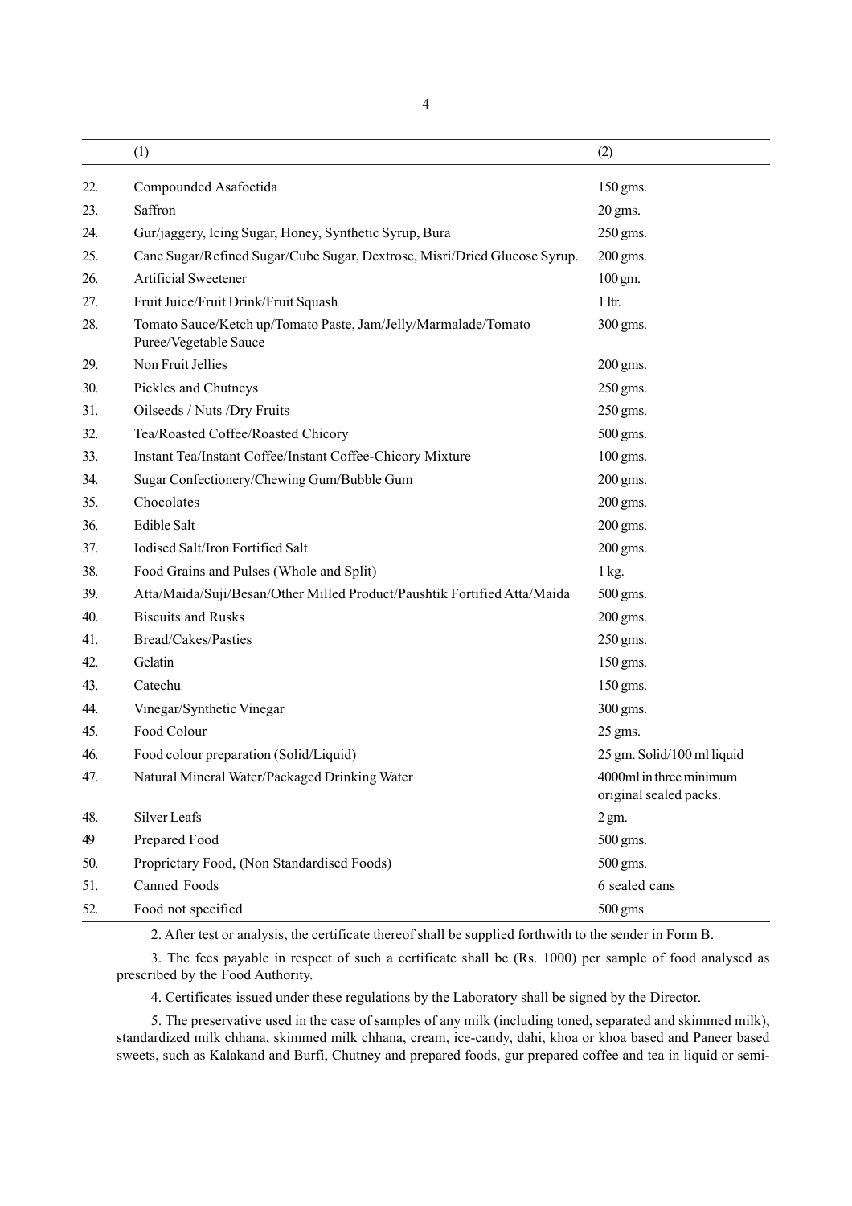|  | (1) | (2) |
|---|---|---|
| 22. | Compounded Asafoetida | 150 gms. |
| 23. | Saffron | 20 gms. |
| 24. | Gur/jaggery, Icing Sugar, Honey, Synthetic Syrup, Bura | 250 gms. |
| 25. | Cane Sugar/Refined Sugar/Cube Sugar, Dextrose, Misri/Dried Glucose Syrup. | 200 gms. |
| 26. | Artificial Sweetener | 100 gm. |
| 27. | Fruit Juice/Fruit Drink/Fruit Squash | 1 ltr. |
| 28. | Tomato Sauce/Ketch up/Tomato Paste, Jam/Jelly/Marmalade/Tomato Puree/Vegetable Sauce | 300 gms. |
| 29. | Non Fruit Jellies | 200 gms. |
| 30. | Pickles and Chutneys | 250 gms. |
| 31. | Oilseeds / Nuts /Dry Fruits | 250 gms. |
| 32. | Tea/Roasted Coffee/Roasted Chicory | 500 gms. |
| 33. | Instant Tea/Instant Coffee/Instant Coffee-Chicory Mixture | 100 gms. |
| 34. | Sugar Confectionery/Chewing Gum/Bubble Gum | 200 gms. |
| 35. | Chocolates | 200 gms. |
| 36. | Edible Salt | 200 gms. |
| 37. | Iodised Salt/Iron Fortified Salt | 200 gms. |
| 38. | Food Grains and Pulses (Whole and Split) | 1 kg. |
| 39. | Atta/Maida/Suji/Besan/Other Milled Product/Paushtik Fortified Atta/Maida | 500 gms. |
| 40. | Biscuits and Rusks | 200 gms. |
| 41. | Bread/Cakes/Pasties | 250 gms. |
| 42. | Gelatin | 150 gms. |
| 43. | Catechu | 150 gms. |
| 44. | Vinegar/Synthetic Vinegar | 300 gms. |
| 45. | Food Colour | 25 gms. |
| 46. | Food colour preparation (Solid/Liquid) | 25 gm. Solid/100 ml liquid |
| 47. | Natural Mineral Water/Packaged Drinking Water | 4000ml in three minimum original sealed packs. |
| 48. | Silver Leafs | 2 gm. |
| 49 | Prepared Food | 500 gms. |
| 50. | Proprietary Food, (Non Standardised Foods) | 500 gms. |
| 51. | Canned Foods | 6 sealed cans |
| 52. | Food not specified | 500 gms |

2. After test or analysis, the certificate thereof shall be supplied forthwith to the sender in Form B.

3. The fees payable in respect of such a certificate shall be (Rs. 1000) per sample of food analysed as prescribed by the Food Authority.

4. Certificates issued under these regulations by the Laboratory shall be signed by the Director.

5. The preservative used in the case of samples of any milk (including toned, separated and skimmed milk), standardized milk chhana, skimmed milk chhana, cream, ice-candy, dahi, khoa or khoa based and Paneer based sweets, such as Kalakand and Burfi, Chutney and prepared foods, gur prepared coffee and tea in liquid or semi-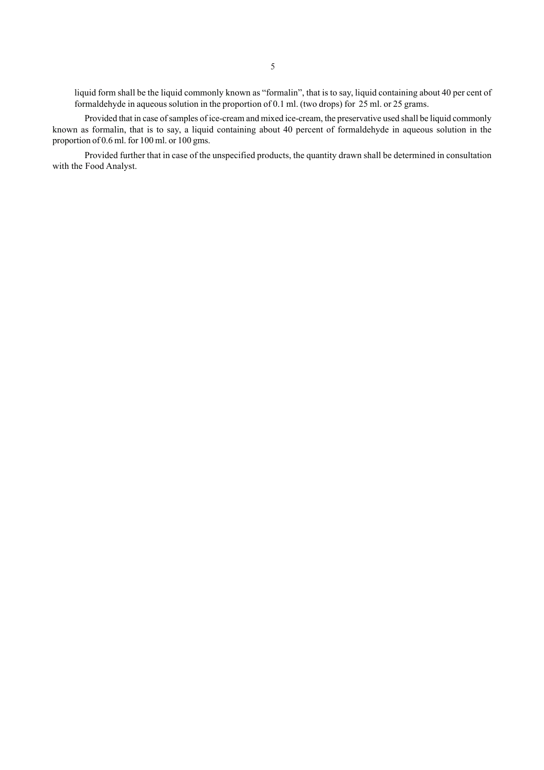liquid form shall be the liquid commonly known as "formalin", that is to say, liquid containing about 40 per cent of formaldehyde in aqueous solution in the proportion of 0.1 ml. (two drops) for 25 ml. or 25 grams.

Provided that in case of samples of ice-cream and mixed ice-cream, the preservative used shall be liquid commonly known as formalin, that is to say, a liquid containing about 40 percent of formaldehyde in aqueous solution in the proportion of 0.6 ml. for 100 ml. or 100 gms.

Provided further that in case of the unspecified products, the quantity drawn shall be determined in consultation with the Food Analyst.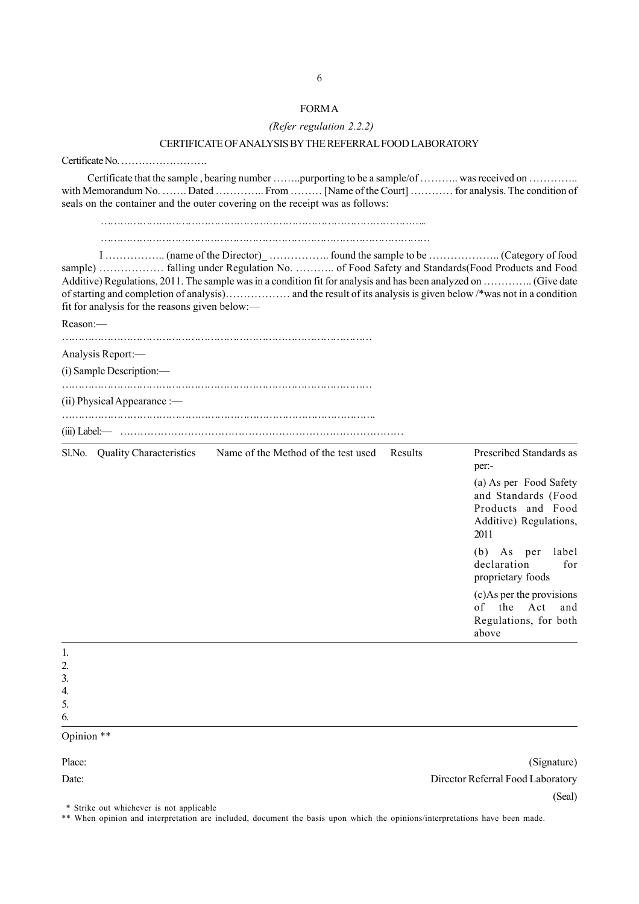# FORM A

*(Refer regulation 2.2.2)*

## CERTIFICATE OF ANALYSIS BY THE REFERRAL FOOD LABORATORY

Certificate No. …………………….

Certificate that the sample , bearing number ……..purporting to be a sample/of ……….. was received on ………….. with Memorandum No. ……. Dated ………….. From ……… [Name of the Court] ………… for analysis. The condition of seals on the container and the outer covering on the receipt was as follows:

……………………………………………………………………………………..

……………………………………………………………………………………….

I …………….. (name of the Director)_ …………….. found the sample to be ……………….. (Category of food sample) ……………… falling under Regulation No. ……….. of Food Safety and Standards(Food Products and Food Additive) Regulations, 2011. The sample was in a condition fit for analysis and has been analyzed on ………….. (Give date of starting and completion of analysis)……………… and the result of its analysis is given below /*was not in a condition fit for analysis for the reasons given below:—

Reason:—

………………………………………………………………………………

Analysis Report:—

(i) Sample Description:—

………………………………………………………………………………

(ii) Physical Appearance :—

……………………………………………………………………………….

(iii) Label:— ………………………………………………………………………

| Sl.No. | Quality Characteristics | Name of the Method of the test used | Results | Prescribed Standards as per:- (a) As per Food Safety and Standards (Food Products and Food Additive) Regulations, 2011 (b) As per label declaration for proprietary foods (c)As per the provisions of the Act and Regulations, for both above |
|---|---|---|---|---|
| 1. | | | | |
| 2. | | | | |
| 3. | | | | |
| 4. | | | | |
| 5. | | | | |
| 6. | | | | |

Opinion **

Place: (Signature)

Date: Director Referral Food Laboratory

(Seal)

\* Strike out whichever is not applicable

** When opinion and interpretation are included, document the basis upon which the opinions/interpretations have been made.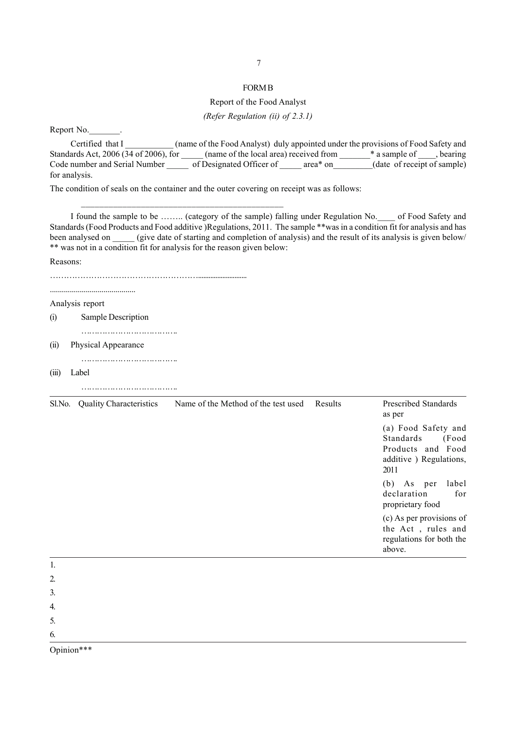FORM B

Report of the Food Analyst

*(Refer Regulation (ii) of 2.3.1)*

Report No.\_\_\_\_\_\_\_.

Certified that I \_\_\_\_\_\_\_\_\_\_\_ (name of the Food Analyst) duly appointed under the provisions of Food Safety and Standards Act, 2006 (34 of 2006), for \_\_\_\_\_ (name of the local area) received from \_\_\_\_\_\_\_* a sample of \_\_\_\_, bearing Code number and Serial Number \_\_\_\_\_ of Designated Officer of \_\_\_\_\_ area* on\_\_\_\_\_\_\_\_\_(date of receipt of sample) for analysis.

The condition of seals on the container and the outer covering on receipt was as follows:

\_\_\_\_\_\_\_\_\_\_\_\_\_\_\_\_\_\_\_\_\_\_\_\_\_\_\_\_\_\_\_\_\_\_\_\_\_\_\_\_\_\_\_\_\_\_\_\_

I found the sample to be …….. (category of the sample) falling under Regulation No.\_\_\_\_ of Food Safety and Standards (Food Products and Food additive )Regulations, 2011. The sample **was in a condition fit for analysis and has been analysed on \_\_\_\_\_ (give date of starting and completion of analysis) and the result of its analysis is given below/ ** was not in a condition fit for analysis for the reason given below:

Reasons:

…………………………………………………..........................

...........................................

Analysis report

(i) Sample Description

……………………………….

(ii) Physical Appearance

……………………………….

(iii) Label

……………………………….

| Sl.No. | Quality Characteristics | Name of the Method of the test used | Results | Prescribed Standards as per<br>(a) Food Safety and Standards (Food Products and Food additive ) Regulations, 2011<br>(b) As per label declaration for proprietary food<br>(c) As per provisions of the Act , rules and regulations for both the above. |
|---|---|---|---|---|
| 1. | | | | |
| 2. | | | | |
| 3. | | | | |
| 4. | | | | |
| 5. | | | | |
| 6. | | | | |

Opinion***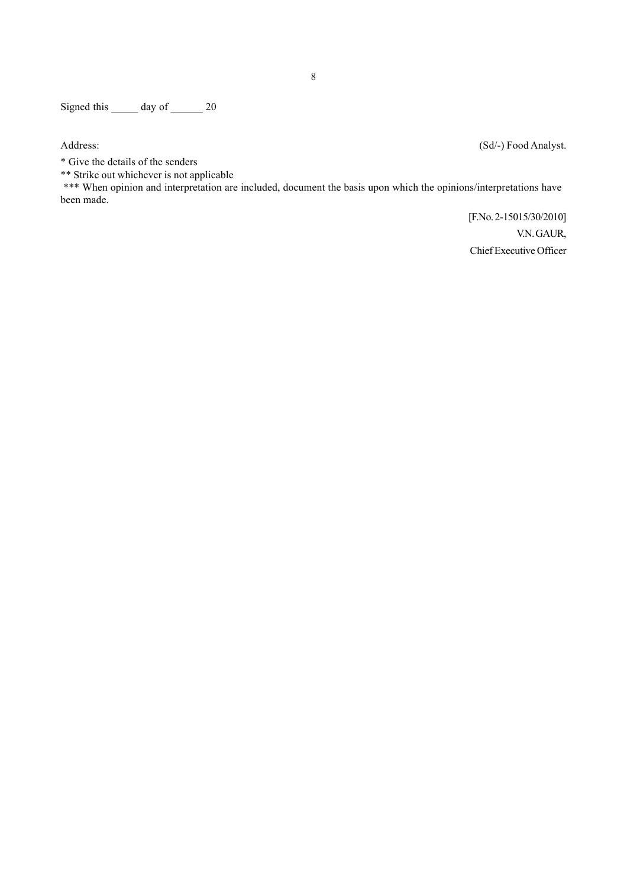Signed this _____ day of ______ 20

Address: (Sd/-) Food Analyst.

* Give the details of the senders

** Strike out whichever is not applicable

*** When opinion and interpretation are included, document the basis upon which the opinions/interpretations have been made.

[F.No. 2-15015/30/2010]

V.N. GAUR,

Chief Executive Officer